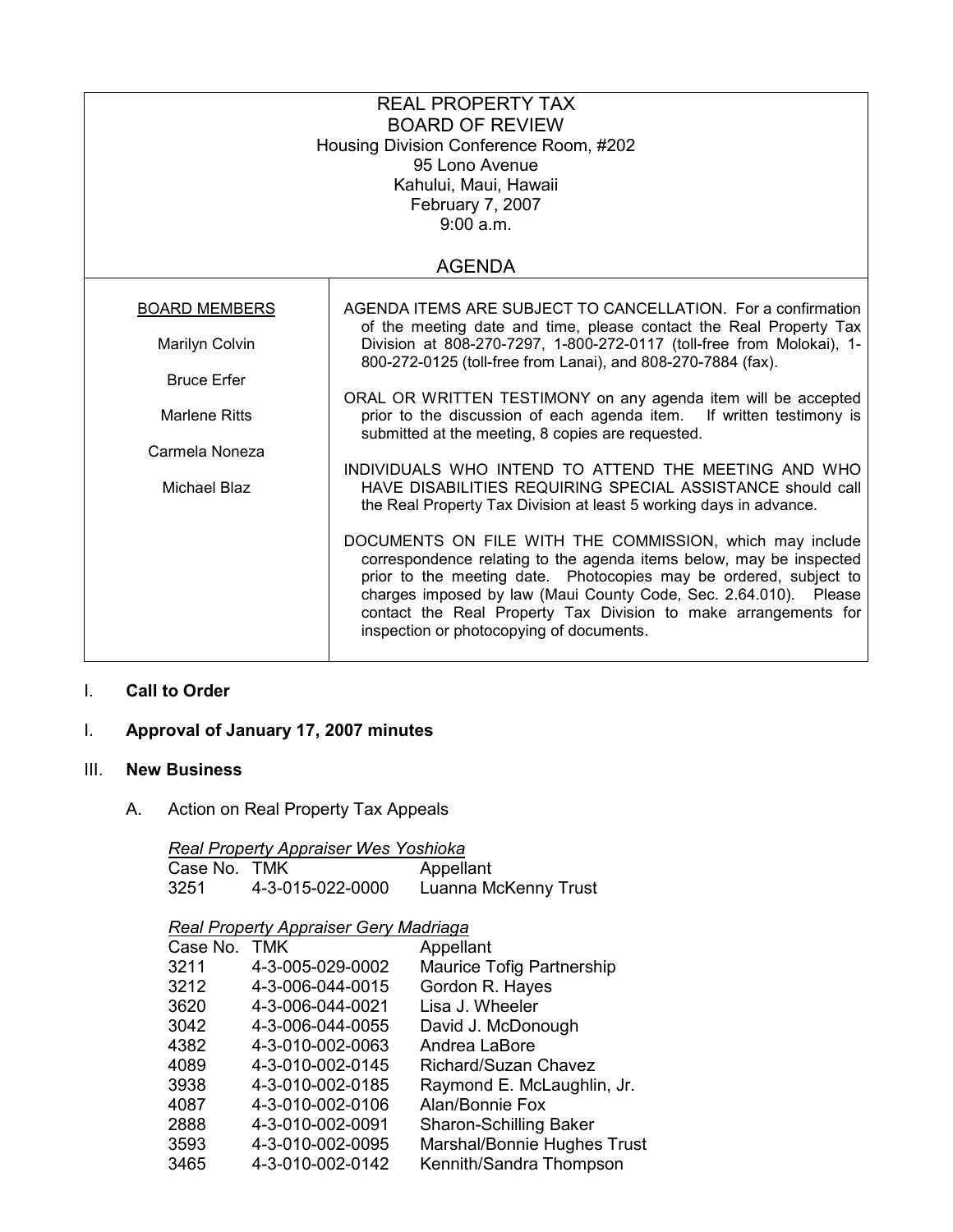REAL PROPERTY TAX
BOARD OF REVIEW
Housing Division Conference Room, #202
95 Lono Avenue
Kahului, Maui, Hawaii
February 7, 2007
9:00 a.m.

AGENDA

<u>BOARD MEMBERS</u>

Marilyn Colvin

Bruce Erfer

Marlene Ritts

Carmela Noneza

Michael Blaz

AGENDA ITEMS ARE SUBJECT TO CANCELLATION. For a confirmation of the meeting date and time, please contact the Real Property Tax Division at 808-270-7297, 1-800-272-0117 (toll-free from Molokai), 1-800-272-0125 (toll-free from Lanai), and 808-270-7884 (fax).

ORAL OR WRITTEN TESTIMONY on any agenda item will be accepted prior to the discussion of each agenda item. If written testimony is submitted at the meeting, 8 copies are requested.

INDIVIDUALS WHO INTEND TO ATTEND THE MEETING AND WHO HAVE DISABILITIES REQUIRING SPECIAL ASSISTANCE should call the Real Property Tax Division at least 5 working days in advance.

DOCUMENTS ON FILE WITH THE COMMISSION, which may include correspondence relating to the agenda items below, may be inspected prior to the meeting date. Photocopies may be ordered, subject to charges imposed by law (Maui County Code, Sec. 2.64.010). Please contact the Real Property Tax Division to make arrangements for inspection or photocopying of documents.

I. **Call to Order**

I. **Approval of January 17, 2007 minutes**

III. **New Business**

A. Action on Real Property Tax Appeals

*<u>Real Property Appraiser Wes Yoshioka</u>*

| Case No. | TMK | Appellant |
|---|---|---|
| 3251 | 4-3-015-022-0000 | Luanna McKenny Trust |

*<u>Real Property Appraiser Gery Madriaga</u>*

| Case No. | TMK | Appellant |
|---|---|---|
| 3211 | 4-3-005-029-0002 | Maurice Tofig Partnership |
| 3212 | 4-3-006-044-0015 | Gordon R. Hayes |
| 3620 | 4-3-006-044-0021 | Lisa J. Wheeler |
| 3042 | 4-3-006-044-0055 | David J. McDonough |
| 4382 | 4-3-010-002-0063 | Andrea LaBore |
| 4089 | 4-3-010-002-0145 | Richard/Suzan Chavez |
| 3938 | 4-3-010-002-0185 | Raymond E. McLaughlin, Jr. |
| 4087 | 4-3-010-002-0106 | Alan/Bonnie Fox |
| 2888 | 4-3-010-002-0091 | Sharon-Schilling Baker |
| 3593 | 4-3-010-002-0095 | Marshal/Bonnie Hughes Trust |
| 3465 | 4-3-010-002-0142 | Kennith/Sandra Thompson |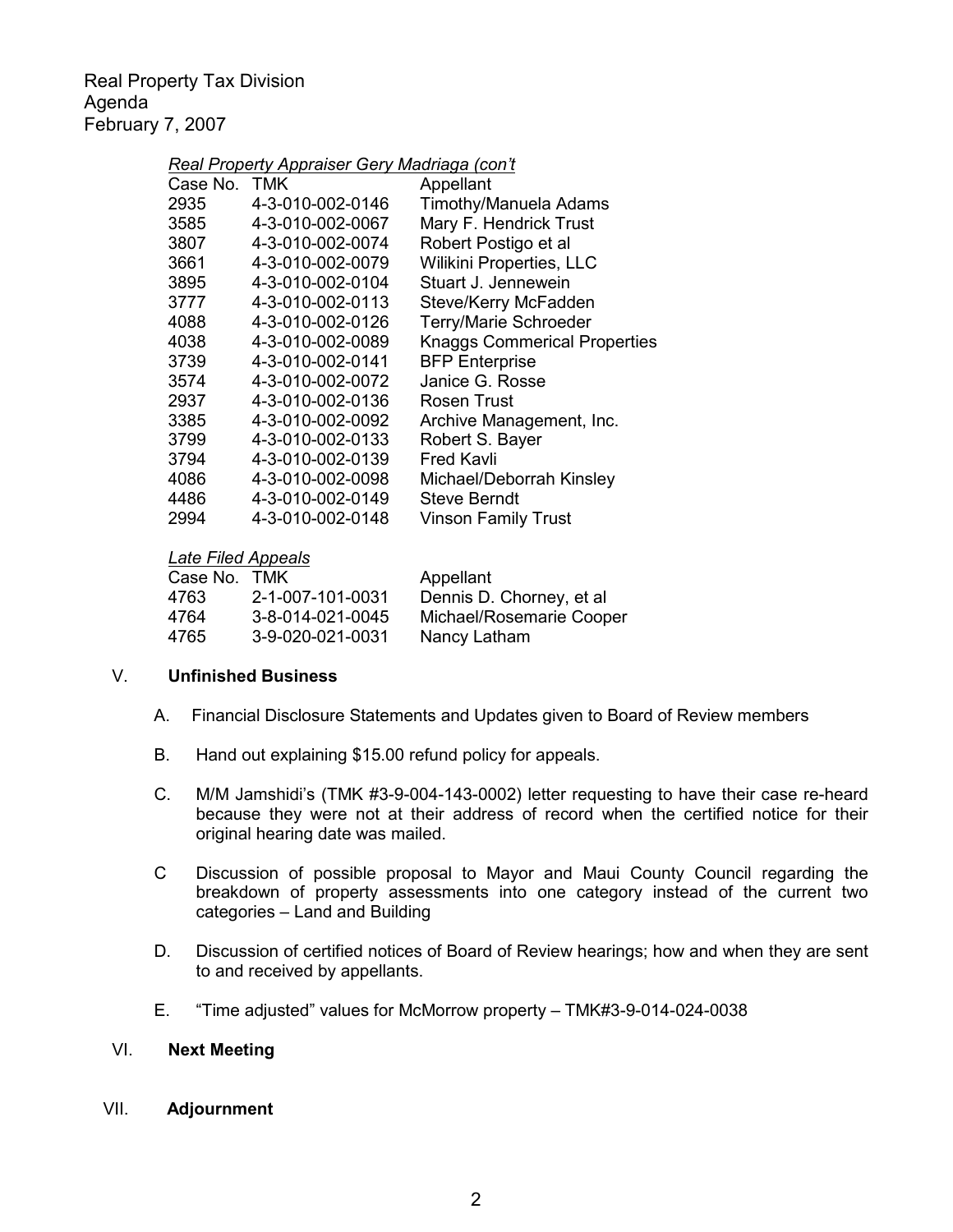Real Property Tax Division
Agenda
February 7, 2007

*Real Property Appraiser Gery Madriaga (con't*

| Case No. | TMK | Appellant |
|---|---|---|
| 2935 | 4-3-010-002-0146 | Timothy/Manuela Adams |
| 3585 | 4-3-010-002-0067 | Mary F. Hendrick Trust |
| 3807 | 4-3-010-002-0074 | Robert Postigo et al |
| 3661 | 4-3-010-002-0079 | Wilikini Properties, LLC |
| 3895 | 4-3-010-002-0104 | Stuart J. Jennewein |
| 3777 | 4-3-010-002-0113 | Steve/Kerry McFadden |
| 4088 | 4-3-010-002-0126 | Terry/Marie Schroeder |
| 4038 | 4-3-010-002-0089 | Knaggs Commerical Properties |
| 3739 | 4-3-010-002-0141 | BFP Enterprise |
| 3574 | 4-3-010-002-0072 | Janice G. Rosse |
| 2937 | 4-3-010-002-0136 | Rosen Trust |
| 3385 | 4-3-010-002-0092 | Archive Management, Inc. |
| 3799 | 4-3-010-002-0133 | Robert S. Bayer |
| 3794 | 4-3-010-002-0139 | Fred Kavli |
| 4086 | 4-3-010-002-0098 | Michael/Deborrah Kinsley |
| 4486 | 4-3-010-002-0149 | Steve Berndt |
| 2994 | 4-3-010-002-0148 | Vinson Family Trust |

*Late Filed Appeals*

| Case No. | TMK | Appellant |
|---|---|---|
| 4763 | 2-1-007-101-0031 | Dennis D. Chorney, et al |
| 4764 | 3-8-014-021-0045 | Michael/Rosemarie Cooper |
| 4765 | 3-9-020-021-0031 | Nancy Latham |

V. **Unfinished Business**

A. Financial Disclosure Statements and Updates given to Board of Review members

B. Hand out explaining $15.00 refund policy for appeals.

C. M/M Jamshidi's (TMK #3-9-004-143-0002) letter requesting to have their case re-heard because they were not at their address of record when the certified notice for their original hearing date was mailed.

C Discussion of possible proposal to Mayor and Maui County Council regarding the breakdown of property assessments into one category instead of the current two categories – Land and Building

D. Discussion of certified notices of Board of Review hearings; how and when they are sent to and received by appellants.

E. "Time adjusted" values for McMorrow property – TMK#3-9-014-024-0038

VI. **Next Meeting**

VII. **Adjournment**